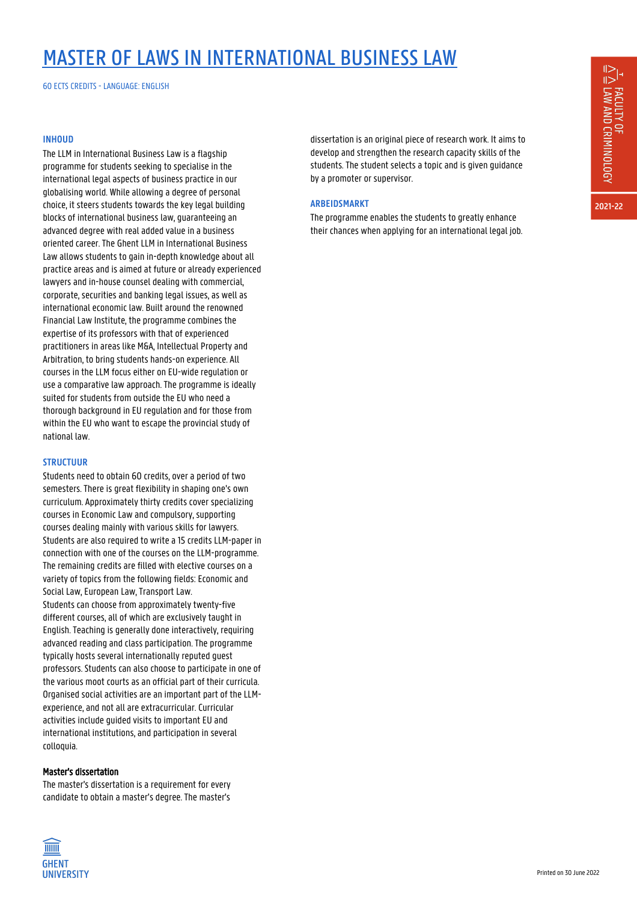# MASTER OF LAWS IN INTERNATIONAL BUSINESS LAW

60 ECTS CREDITS - LANGUAGE: ENGLISH

## INHOUD

The LLM in International Business Law is a flagship programme for students seeking to specialise in the international legal aspects of business practice in our globalising world. While allowing a degree of personal choice, it steers students towards the key legal building blocks of international business law, guaranteeing an advanced degree with real added value in a business oriented career. The Ghent LLM in International Business Law allows students to gain in-depth knowledge about all practice areas and is aimed at future or already experienced lawyers and in-house counsel dealing with commercial, corporate, securities and banking legal issues, as well as international economic law. Built around the renowned Financial Law Institute, the programme combines the expertise of its professors with that of experienced practitioners in areas like M&A, Intellectual Property and Arbitration, to bring students hands-on experience. All courses in the LLM focus either on EU-wide regulation or use a comparative law approach. The programme is ideally suited for students from outside the EU who need a thorough background in EU regulation and for those from within the EU who want to escape the provincial study of national law.

## STRUCTUUR

Students need to obtain 60 credits, over a period of two semesters. There is great flexibility in shaping one's own curriculum. Approximately thirty credits cover specializing courses in Economic Law and compulsory, supporting courses dealing mainly with various skills for lawyers. Students are also required to write a 15 credits LLM-paper in connection with one of the courses on the LLM-programme. The remaining credits are filled with elective courses on a variety of topics from the following fields: Economic and Social Law, European Law, Transport Law.
Students can choose from approximately twenty-five different courses, all of which are exclusively taught in English. Teaching is generally done interactively, requiring advanced reading and class participation. The programme typically hosts several internationally reputed guest professors. Students can also choose to participate in one of the various moot courts as an official part of their curricula. Organised social activities are an important part of the LLM-experience, and not all are extracurricular. Curricular activities include guided visits to important EU and international institutions, and participation in several colloquia.

### Master's dissertation

The master's dissertation is a requirement for every candidate to obtain a master's degree. The master's dissertation is an original piece of research work. It aims to develop and strengthen the research capacity skills of the students. The student selects a topic and is given guidance by a promoter or supervisor.

## ARBEIDSMARKT

The programme enables the students to greatly enhance their chances when applying for an international legal job.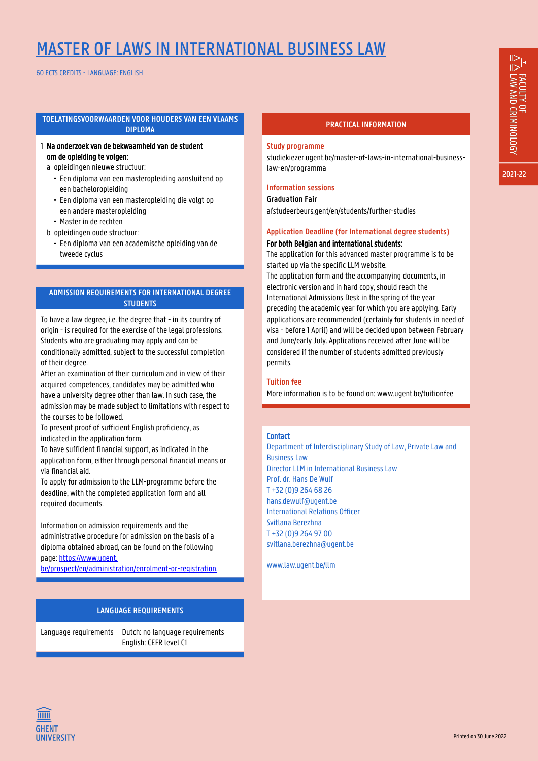# MASTER OF LAWS IN INTERNATIONAL BUSINESS LAW

60 ECTS CREDITS - LANGUAGE: ENGLISH

## TOELATINGSVOORWAARDEN VOOR HOUDERS VAN EEN VLAAMS DIPLOMA

1 **Na onderzoek van de bekwaamheid van de student om de opleiding te volgen:**

a opleidingen nieuwe structuur:

- Een diploma van een masteropleiding aansluitend op een bacheloropleiding
- Een diploma van een masteropleiding die volgt op een andere masteropleiding
- Master in de rechten

b opleidingen oude structuur:

- Een diploma van een academische opleiding van de tweede cyclus

## ADMISSION REQUIREMENTS FOR INTERNATIONAL DEGREE STUDENTS

To have a law degree, i.e. the degree that - in its country of origin - is required for the exercise of the legal professions. Students who are graduating may apply and can be conditionally admitted, subject to the successful completion of their degree.

After an examination of their curriculum and in view of their acquired competences, candidates may be admitted who have a university degree other than law. In such case, the admission may be made subject to limitations with respect to the courses to be followed.

To present proof of sufficient English proficiency, as indicated in the application form.

To have sufficient financial support, as indicated in the application form, either through personal financial means or via financial aid.

To apply for admission to the LLM-programme before the deadline, with the completed application form and all required documents.

Information on admission requirements and the administrative procedure for admission on the basis of a diploma obtained abroad, can be found on the following page: https://www.ugent.be/prospect/en/administration/enrolment-or-registration.

## LANGUAGE REQUIREMENTS

| | |
|---|---|
| Language requirements | Dutch: no language requirements<br>English: CEFR level C1 |

## PRACTICAL INFORMATION

### Study programme

studiekiezer.ugent.be/master-of-laws-in-international-business-law-en/programma

### Information sessions

**Graduation Fair**

afstudeerbeurs.gent/en/students/further-studies

### Application Deadline (for International degree students)

**For both Belgian and international students:**

The application for this advanced master programme is to be started up via the specific LLM website.

The application form and the accompanying documents, in electronic version and in hard copy, should reach the International Admissions Desk in the spring of the year preceding the academic year for which you are applying. Early applications are recommended (certainly for students in need of visa - before 1 April) and will be decided upon between February and June/early July. Applications received after June will be considered if the number of students admitted previously permits.

### Tuition fee

More information is to be found on: www.ugent.be/tuitionfee

### Contact

Department of Interdisciplinary Study of Law, Private Law and Business Law

Director LLM in International Business Law

Prof. dr. Hans De Wulf

T +32 (0)9 264 68 26

hans.dewulf@ugent.be

International Relations Officer

Svitlana Berezhna

T +32 (0)9 264 97 00

svitlana.berezhna@ugent.be

www.law.ugent.be/llm